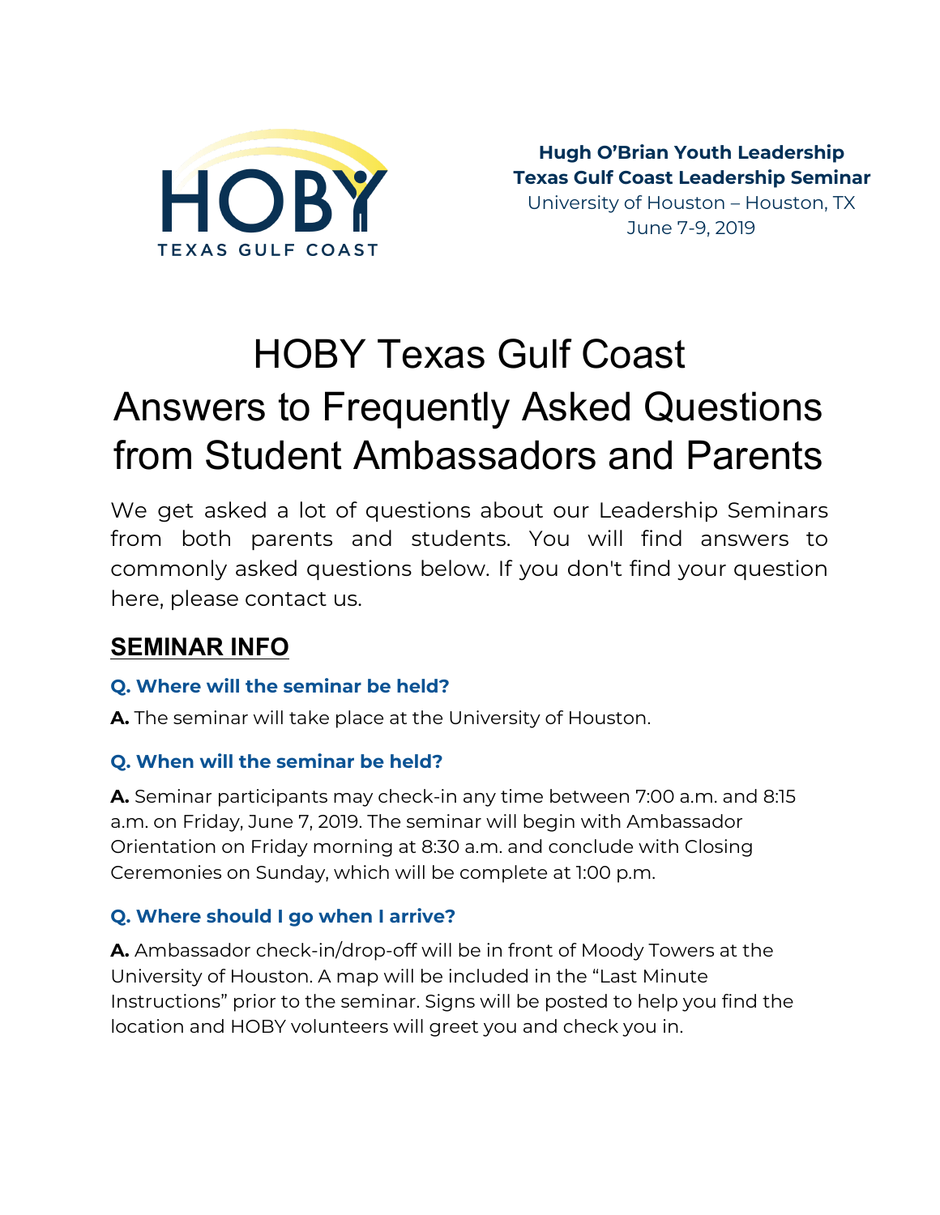HOBY
TEXAS GULF COAST

**Hugh O'Brian Youth Leadership**
**Texas Gulf Coast Leadership Seminar**
University of Houston – Houston, TX
June 7-9, 2019

# HOBY Texas Gulf Coast Answers to Frequently Asked Questions from Student Ambassadors and Parents

We get asked a lot of questions about our Leadership Seminars from both parents and students. You will find answers to commonly asked questions below. If you don't find your question here, please contact us.

## SEMINAR INFO

### Q. Where will the seminar be held?

**A.** The seminar will take place at the University of Houston.

### Q. When will the seminar be held?

**A.** Seminar participants may check-in any time between 7:00 a.m. and 8:15 a.m. on Friday, June 7, 2019. The seminar will begin with Ambassador Orientation on Friday morning at 8:30 a.m. and conclude with Closing Ceremonies on Sunday, which will be complete at 1:00 p.m.

### Q. Where should I go when I arrive?

**A.** Ambassador check-in/drop-off will be in front of Moody Towers at the University of Houston. A map will be included in the "Last Minute Instructions" prior to the seminar. Signs will be posted to help you find the location and HOBY volunteers will greet you and check you in.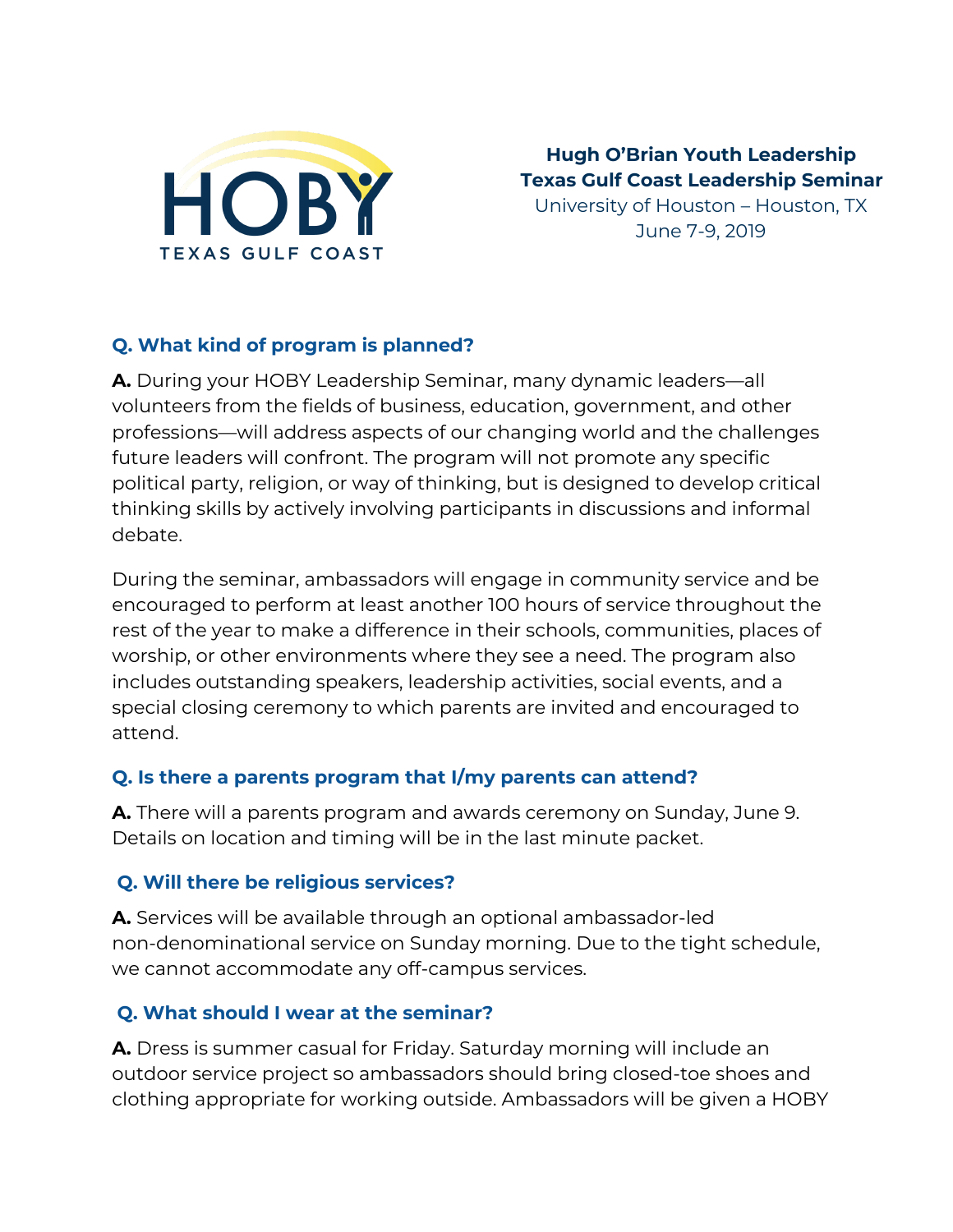**Hugh O'Brian Youth Leadership**
**Texas Gulf Coast Leadership Seminar**
University of Houston – Houston, TX
June 7-9, 2019

### Q. What kind of program is planned?

**A.** During your HOBY Leadership Seminar, many dynamic leaders—all volunteers from the fields of business, education, government, and other professions—will address aspects of our changing world and the challenges future leaders will confront. The program will not promote any specific political party, religion, or way of thinking, but is designed to develop critical thinking skills by actively involving participants in discussions and informal debate.

During the seminar, ambassadors will engage in community service and be encouraged to perform at least another 100 hours of service throughout the rest of the year to make a difference in their schools, communities, places of worship, or other environments where they see a need. The program also includes outstanding speakers, leadership activities, social events, and a special closing ceremony to which parents are invited and encouraged to attend.

### Q. Is there a parents program that I/my parents can attend?

**A.** There will a parents program and awards ceremony on Sunday, June 9. Details on location and timing will be in the last minute packet.

### Q. Will there be religious services?

**A.** Services will be available through an optional ambassador-led non-denominational service on Sunday morning. Due to the tight schedule, we cannot accommodate any off-campus services.

### Q. What should I wear at the seminar?

**A.** Dress is summer casual for Friday. Saturday morning will include an outdoor service project so ambassadors should bring closed-toe shoes and clothing appropriate for working outside. Ambassadors will be given a HOBY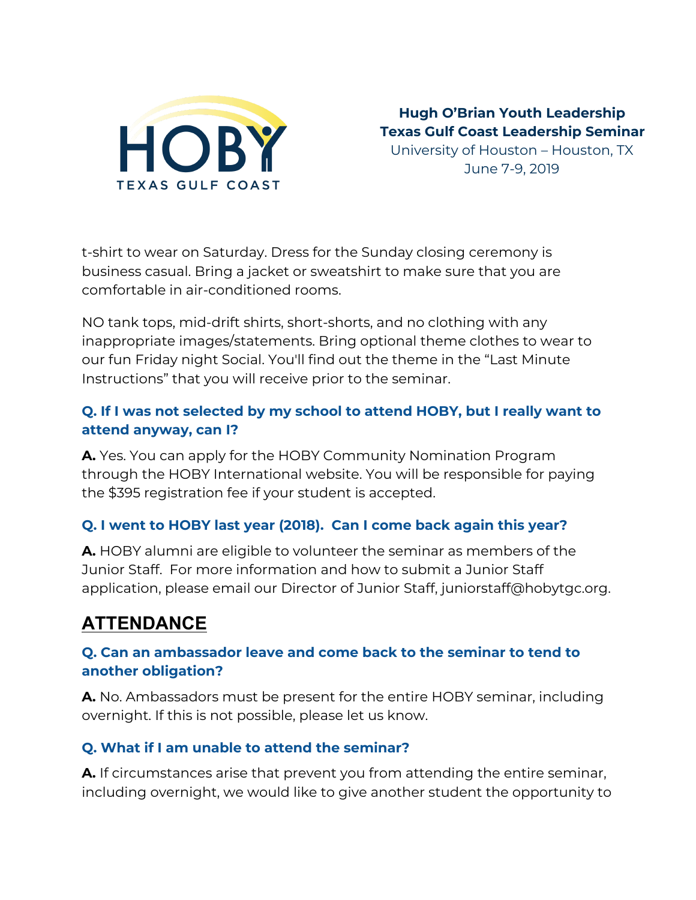t-shirt to wear on Saturday. Dress for the Sunday closing ceremony is business casual. Bring a jacket or sweatshirt to make sure that you are comfortable in air-conditioned rooms.

NO tank tops, mid-drift shirts, short-shorts, and no clothing with any inappropriate images/statements. Bring optional theme clothes to wear to our fun Friday night Social. You'll find out the theme in the "Last Minute Instructions" that you will receive prior to the seminar.

### Q. If I was not selected by my school to attend HOBY, but I really want to attend anyway, can I?

**A.** Yes. You can apply for the HOBY Community Nomination Program through the HOBY International website. You will be responsible for paying the $395 registration fee if your student is accepted.

### Q. I went to HOBY last year (2018). Can I come back again this year?

**A.** HOBY alumni are eligible to volunteer the seminar as members of the Junior Staff. For more information and how to submit a Junior Staff application, please email our Director of Junior Staff, juniorstaff@hobytgc.org.

## ATTENDANCE

### Q. Can an ambassador leave and come back to the seminar to tend to another obligation?

**A.** No. Ambassadors must be present for the entire HOBY seminar, including overnight. If this is not possible, please let us know.

### Q. What if I am unable to attend the seminar?

**A.** If circumstances arise that prevent you from attending the entire seminar, including overnight, we would like to give another student the opportunity to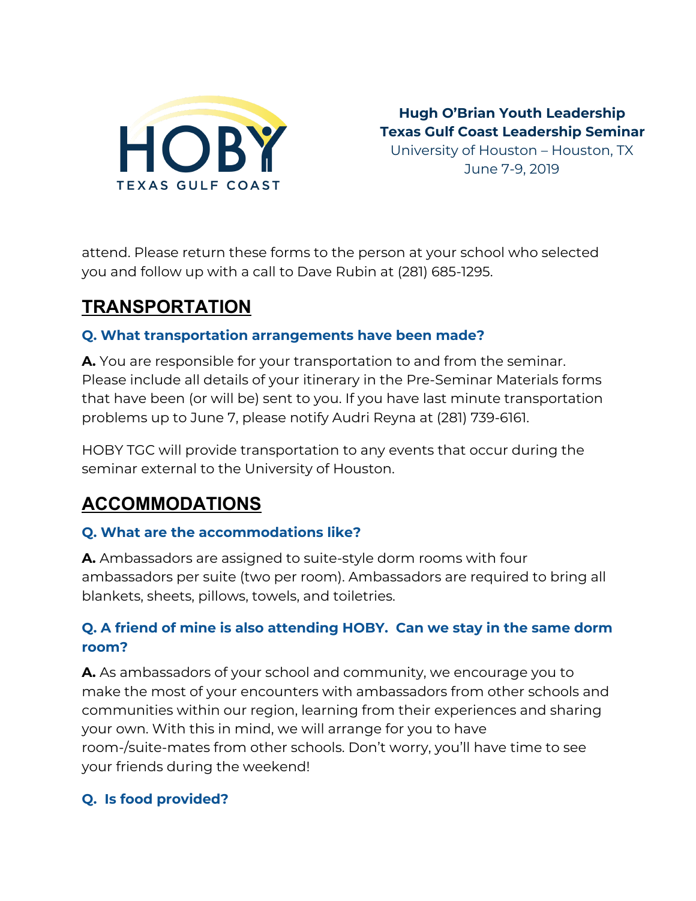attend. Please return these forms to the person at your school who selected you and follow up with a call to Dave Rubin at (281) 685-1295.

## TRANSPORTATION

### Q. What transportation arrangements have been made?

**A.** You are responsible for your transportation to and from the seminar. Please include all details of your itinerary in the Pre-Seminar Materials forms that have been (or will be) sent to you. If you have last minute transportation problems up to June 7, please notify Audri Reyna at (281) 739-6161.

HOBY TGC will provide transportation to any events that occur during the seminar external to the University of Houston.

## ACCOMMODATIONS

### Q. What are the accommodations like?

**A.** Ambassadors are assigned to suite-style dorm rooms with four ambassadors per suite (two per room). Ambassadors are required to bring all blankets, sheets, pillows, towels, and toiletries.

### Q. A friend of mine is also attending HOBY. Can we stay in the same dorm room?

**A.** As ambassadors of your school and community, we encourage you to make the most of your encounters with ambassadors from other schools and communities within our region, learning from their experiences and sharing your own. With this in mind, we will arrange for you to have room-/suite-mates from other schools. Don't worry, you'll have time to see your friends during the weekend!

### Q. Is food provided?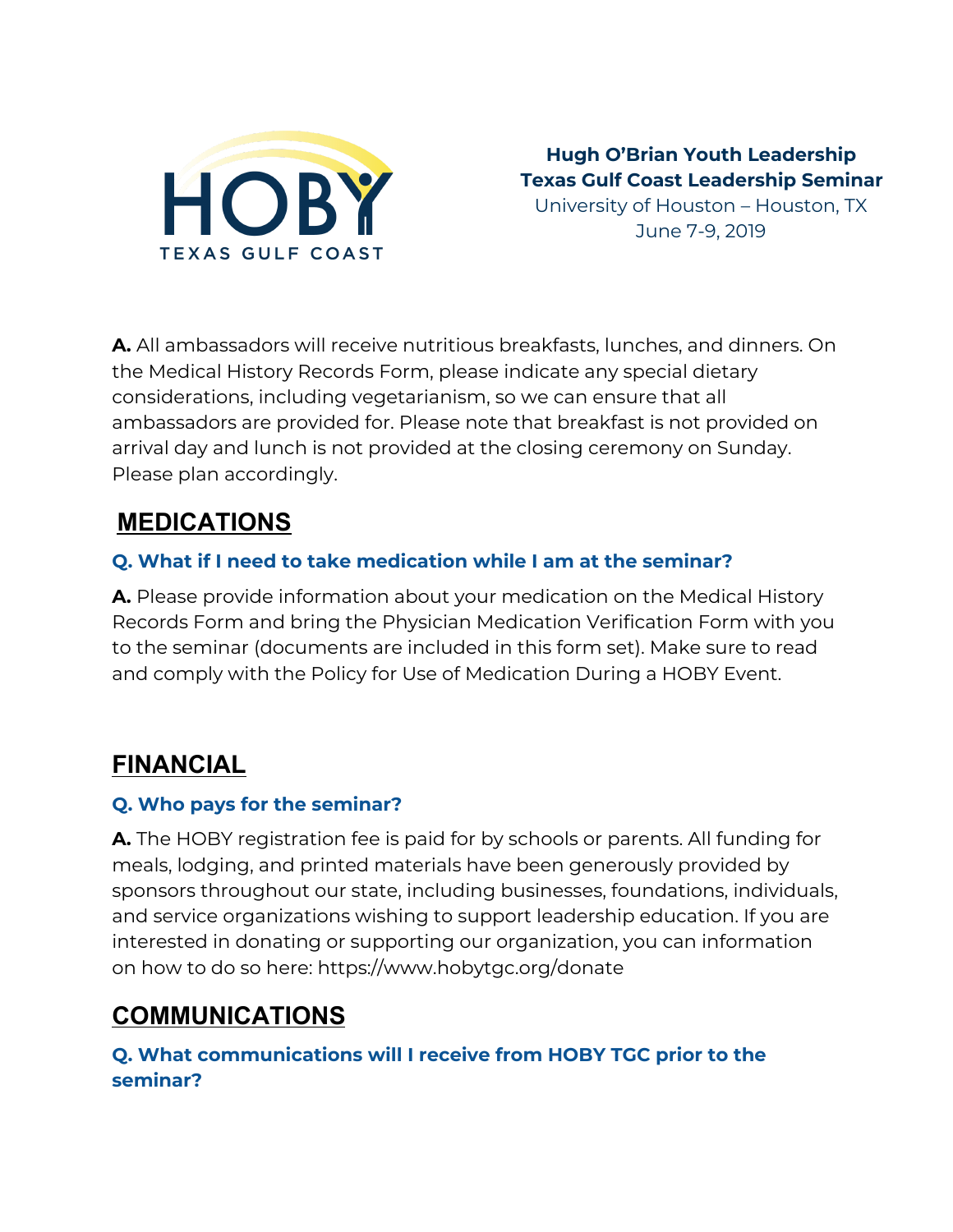**Hugh O'Brian Youth Leadership**
**Texas Gulf Coast Leadership Seminar**
University of Houston – Houston, TX
June 7-9, 2019

**A.** All ambassadors will receive nutritious breakfasts, lunches, and dinners. On the Medical History Records Form, please indicate any special dietary considerations, including vegetarianism, so we can ensure that all ambassadors are provided for. Please note that breakfast is not provided on arrival day and lunch is not provided at the closing ceremony on Sunday. Please plan accordingly.

## MEDICATIONS

### Q. What if I need to take medication while I am at the seminar?

**A.** Please provide information about your medication on the Medical History Records Form and bring the Physician Medication Verification Form with you to the seminar (documents are included in this form set). Make sure to read and comply with the Policy for Use of Medication During a HOBY Event.

## FINANCIAL

### Q. Who pays for the seminar?

**A.** The HOBY registration fee is paid for by schools or parents. All funding for meals, lodging, and printed materials have been generously provided by sponsors throughout our state, including businesses, foundations, individuals, and service organizations wishing to support leadership education. If you are interested in donating or supporting our organization, you can information on how to do so here: https://www.hobytgc.org/donate

## COMMUNICATIONS

### Q. What communications will I receive from HOBY TGC prior to the seminar?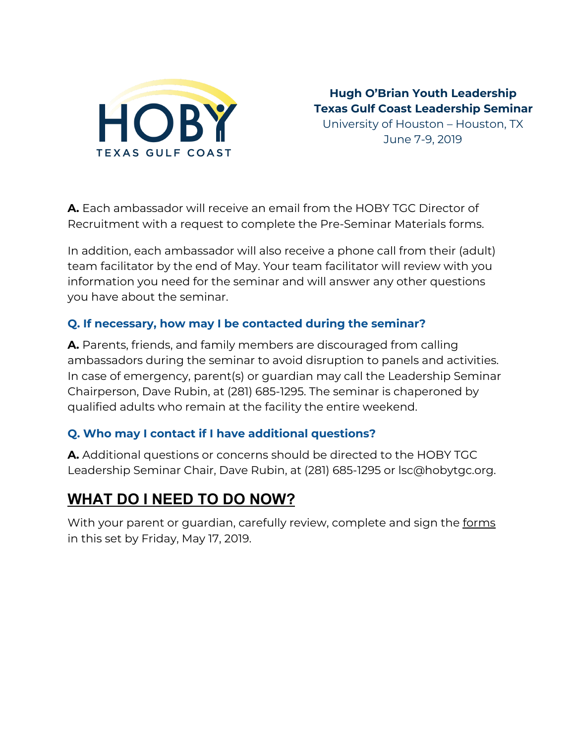HOBY TEXAS GULF COAST

**Hugh O'Brian Youth Leadership**
**Texas Gulf Coast Leadership Seminar**
University of Houston – Houston, TX
June 7-9, 2019

**A.** Each ambassador will receive an email from the HOBY TGC Director of Recruitment with a request to complete the Pre-Seminar Materials forms.

In addition, each ambassador will also receive a phone call from their (adult) team facilitator by the end of May. Your team facilitator will review with you information you need for the seminar and will answer any other questions you have about the seminar.

### Q. If necessary, how may I be contacted during the seminar?

**A.** Parents, friends, and family members are discouraged from calling ambassadors during the seminar to avoid disruption to panels and activities. In case of emergency, parent(s) or guardian may call the Leadership Seminar Chairperson, Dave Rubin, at (281) 685-1295. The seminar is chaperoned by qualified adults who remain at the facility the entire weekend.

### Q. Who may I contact if I have additional questions?

**A.** Additional questions or concerns should be directed to the HOBY TGC Leadership Seminar Chair, Dave Rubin, at (281) 685-1295 or lsc@hobytgc.org.

## WHAT DO I NEED TO DO NOW?

With your parent or guardian, carefully review, complete and sign the forms in this set by Friday, May 17, 2019.